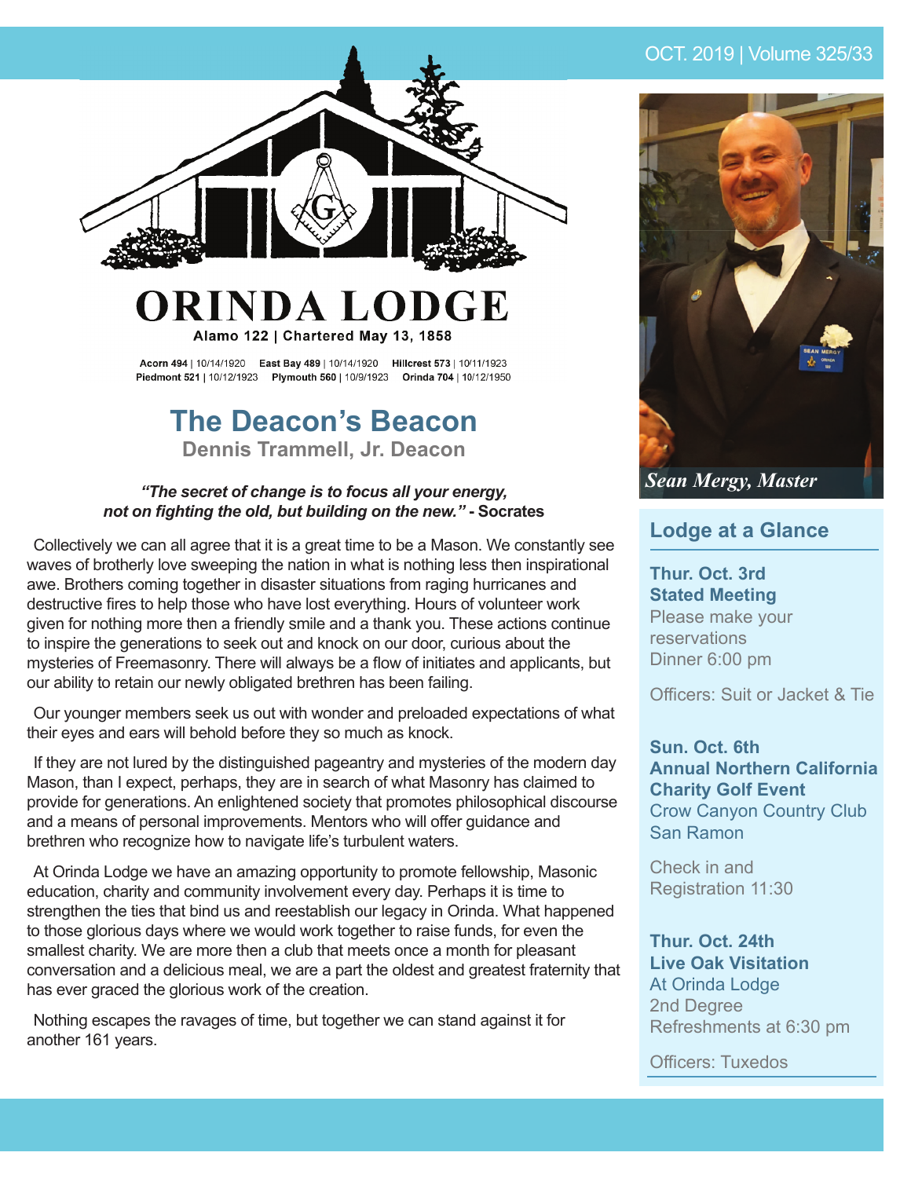OCT. 2019 | Volume 325/33

# ORINDA LODGE

**Alamo 122 | Chartered May 13, 1858**

**Acorn 494** | 10/14/1920 **East Bay 489** | 10/14/1920 **Hillcrest 573** | 10/11/1923
**Piedmont 521** | 10/12/1923 **Plymouth 560** | 10/9/1923 **Orinda 704** | 10/12/1950

## The Deacon's Beacon

**Dennis Trammell, Jr. Deacon**

***"The secret of change is to focus all your energy, not on fighting the old, but building on the new." -*** **Socrates**

Collectively we can all agree that it is a great time to be a Mason. We constantly see waves of brotherly love sweeping the nation in what is nothing less then inspirational awe. Brothers coming together in disaster situations from raging hurricanes and destructive fires to help those who have lost everything. Hours of volunteer work given for nothing more then a friendly smile and a thank you. These actions continue to inspire the generations to seek out and knock on our door, curious about the mysteries of Freemasonry. There will always be a flow of initiates and applicants, but our ability to retain our newly obligated brethren has been failing.

Our younger members seek us out with wonder and preloaded expectations of what their eyes and ears will behold before they so much as knock.

If they are not lured by the distinguished pageantry and mysteries of the modern day Mason, than I expect, perhaps, they are in search of what Masonry has claimed to provide for generations. An enlightened society that promotes philosophical discourse and a means of personal improvements. Mentors who will offer guidance and brethren who recognize how to navigate life's turbulent waters.

At Orinda Lodge we have an amazing opportunity to promote fellowship, Masonic education, charity and community involvement every day. Perhaps it is time to strengthen the ties that bind us and reestablish our legacy in Orinda. What happened to those glorious days where we would work together to raise funds, for even the smallest charity. We are more then a club that meets once a month for pleasant conversation and a delicious meal, we are a part the oldest and greatest fraternity that has ever graced the glorious work of the creation.

Nothing escapes the ravages of time, but together we can stand against it for another 161 years.

*Sean Mergy, Master*

## Lodge at a Glance

**Thur. Oct. 3rd**
**Stated Meeting**
Please make your reservations
Dinner 6:00 pm

Officers: Suit or Jacket & Tie

**Sun. Oct. 6th**
**Annual Northern California Charity Golf Event**
Crow Canyon Country Club
San Ramon

Check in and Registration 11:30

**Thur. Oct. 24th**
**Live Oak Visitation**
At Orinda Lodge
2nd Degree
Refreshments at 6:30 pm

Officers: Tuxedos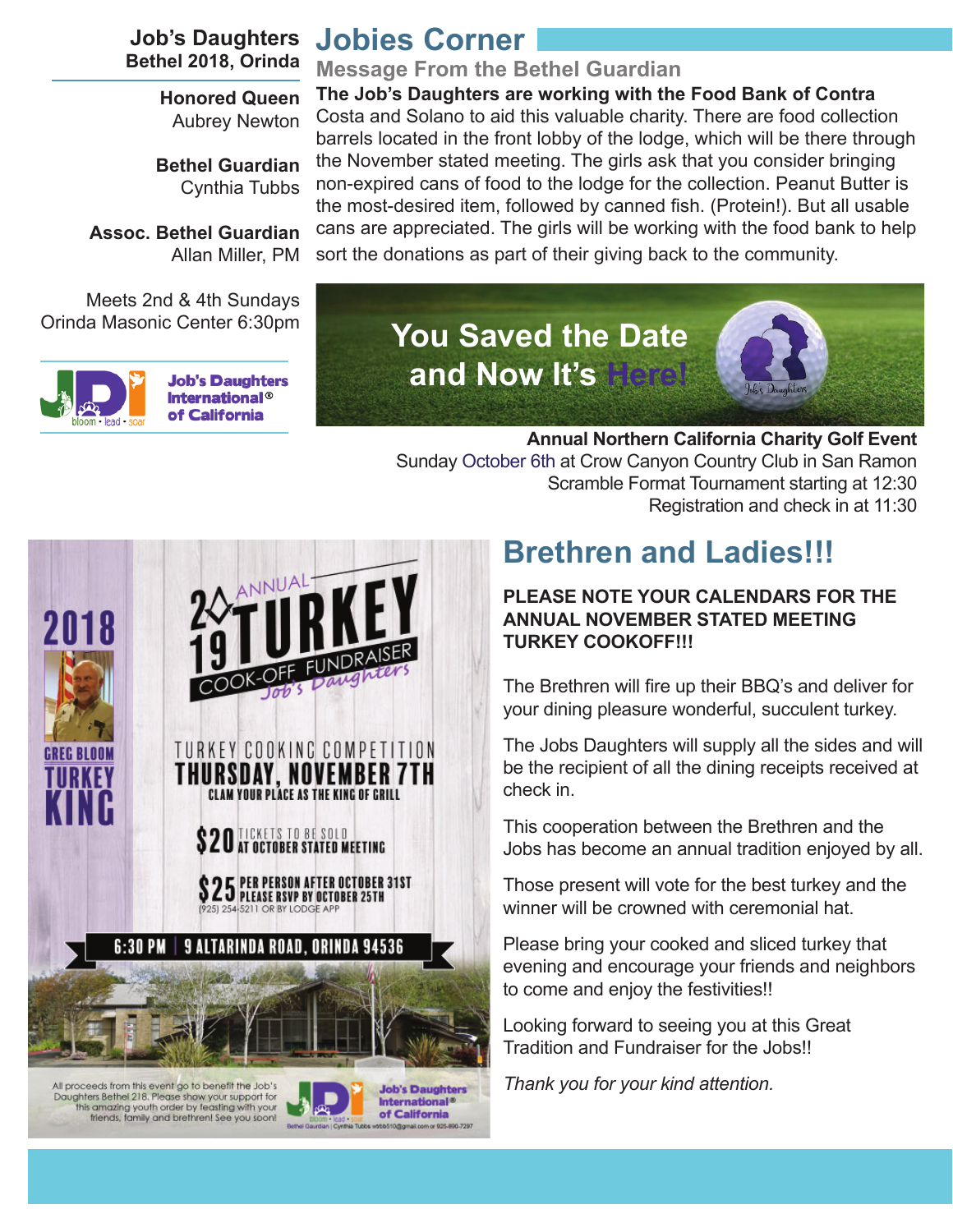Job's Daughters
Bethel 2018, Orinda

**Honored Queen**
Aubrey Newton

**Bethel Guardian**
Cynthia Tubbs

**Assoc. Bethel Guardian**
Allan Miller, PM

Meets 2nd & 4th Sundays
Orinda Masonic Center 6:30pm

Job's Daughters International® of California

# Jobies Corner

## Message From the Bethel Guardian

**The Job's Daughters are working with the Food Bank of Contra** Costa and Solano to aid this valuable charity. There are food collection barrels located in the front lobby of the lodge, which will be there through the November stated meeting. The girls ask that you consider bringing non-expired cans of food to the lodge for the collection. Peanut Butter is the most-desired item, followed by canned fish. (Protein!). But all usable cans are appreciated. The girls will be working with the food bank to help sort the donations as part of their giving back to the community.

**You Saved the Date and Now It's Here!**

**Annual Northern California Charity Golf Event**
Sunday October 6th at Crow Canyon Country Club in San Ramon
Scramble Format Tournament starting at 12:30
Registration and check in at 11:30

2018 GREG BLOOM TURKEY KING

2019 ANNUAL TURKEY COOK-OFF FUNDRAISER Job's Daughters

TURKEY COOKING COMPETITION
THURSDAY, NOVEMBER 7TH
CLAM YOUR PLACE AS THE KING OF GRILL

$20 TICKETS TO BE SOLD AT OCTOBER STATED MEETING

$25 PER PERSON AFTER OCTOBER 31ST
PLEASE RSVP BY OCTOBER 25TH
(925) 254-5211 OR BY LODGE APP

6:30 PM | 9 ALTARINDA ROAD, ORINDA 94536

All proceeds from this event go to benefit the Job's Daughters Bethel 218. Please show your support for this amazing youth order by feasting with your friends, family and brethren! See you soon!

Job's Daughters International® of California
Bethel Guardian | Cynthia Tubbs wtbb510@gmail.com or 925-890-7297

# Brethren and Ladies!!!

**PLEASE NOTE YOUR CALENDARS FOR THE ANNUAL NOVEMBER STATED MEETING TURKEY COOKOFF!!!**

The Brethren will fire up their BBQ's and deliver for your dining pleasure wonderful, succulent turkey.

The Jobs Daughters will supply all the sides and will be the recipient of all the dining receipts received at check in.

This cooperation between the Brethren and the Jobs has become an annual tradition enjoyed by all.

Those present will vote for the best turkey and the winner will be crowned with ceremonial hat.

Please bring your cooked and sliced turkey that evening and encourage your friends and neighbors to come and enjoy the festivities!!

Looking forward to seeing you at this Great Tradition and Fundraiser for the Jobs!!

*Thank you for your kind attention.*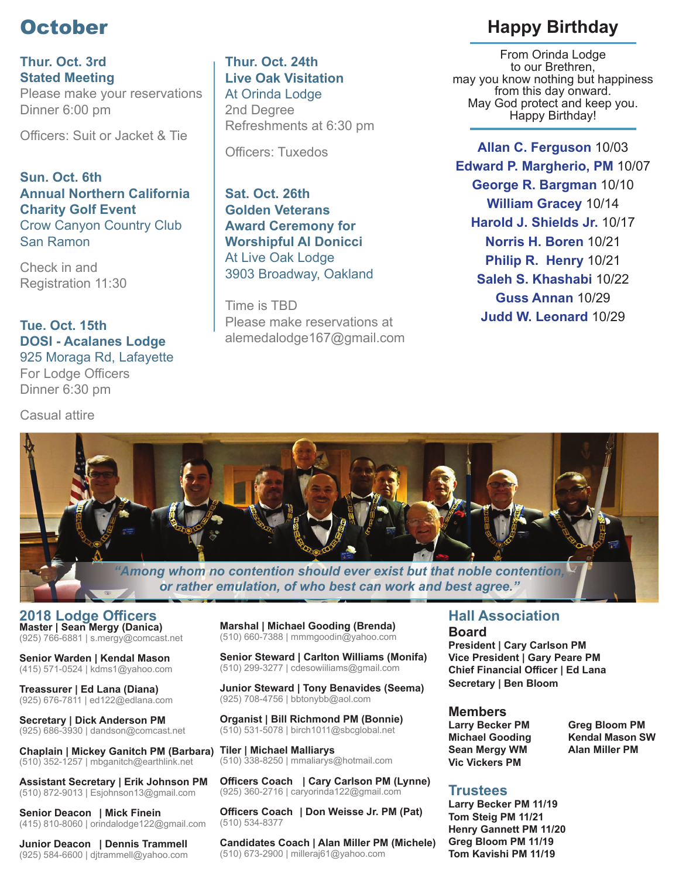# October

### Thur. Oct. 3rd
### Stated Meeting

Please make your reservations
Dinner 6:00 pm

Officers: Suit or Jacket & Tie

### Sun. Oct. 6th
### Annual Northern California Charity Golf Event

Crow Canyon Country Club
San Ramon

Check in and
Registration 11:30

### Tue. Oct. 15th
### DOSI - Acalanes Lodge

925 Moraga Rd, Lafayette
For Lodge Officers
Dinner 6:30 pm

Casual attire

### Thur. Oct. 24th
### Live Oak Visitation

At Orinda Lodge
2nd Degree
Refreshments at 6:30 pm

Officers: Tuxedos

### Sat. Oct. 26th
### Golden Veterans Award Ceremony for Worshipful Al Donicci

At Live Oak Lodge
3903 Broadway, Oakland

Time is TBD
Please make reservations at
alemedalodge167@gmail.com

## Happy Birthday

From Orinda Lodge
to our Brethren,
may you know nothing but happiness
from this day onward.
May God protect and keep you.
Happy Birthday!

**Allan C. Ferguson** 10/03
**Edward P. Margherio, PM** 10/07
**George R. Bargman** 10/10
**William Gracey** 10/14
**Harold J. Shields Jr.** 10/17
**Norris H. Boren** 10/21
**Philip R. Henry** 10/21
**Saleh S. Khashabi** 10/22
**Guss Annan** 10/29
**Judd W. Leonard** 10/29

*"Among whom no contention should ever exist but that noble contention, or rather emulation, of who best can work and best agree."*

## 2018 Lodge Officers

**Master | Sean Mergy (Danica)**
(925) 766-6881 | s.mergy@comcast.net

**Senior Warden | Kendal Mason**
(415) 571-0524 | kdms1@yahoo.com

**Treassurer | Ed Lana (Diana)**
(925) 676-7811 | ed122@edlana.com

**Secretary | Dick Anderson PM**
(925) 686-3930 | dandson@comcast.net

**Chaplain | Mickey Ganitch PM (Barbara)**
(510) 352-1257 | mbganitch@earthlink.net

**Assistant Secretary | Erik Johnson PM**
(510) 872-9013 | Esjohnson13@gmail.com

**Senior Deacon | Mick Finein**
(415) 810-8060 | orindalodge122@gmail.com

**Junior Deacon | Dennis Trammell**
(925) 584-6600 | djtrammell@yahoo.com

**Marshal | Michael Gooding (Brenda)**
(510) 660-7388 | mmmgoodin@yahoo.com

**Senior Steward | Carlton Williams (Monifa)**
(510) 299-3277 | cdesowiiliams@gmail.com

**Junior Steward | Tony Benavides (Seema)**
(925) 708-4756 | bbtonybb@aol.com

**Organist | Bill Richmond PM (Bonnie)**
(510) 531-5078 | birch1011@sbcglobal.net

**Tiler | Michael Malliarys**
(510) 338-8250 | mmaliarys@hotmail.com

**Officers Coach | Cary Carlson PM (Lynne)**
(925) 360-2716 | caryorinda122@gmail.com

**Officers Coach | Don Weisse Jr. PM (Pat)**
(510) 534-8377

**Candidates Coach | Alan Miller PM (Michele)**
(510) 673-2900 | milleraj61@yahoo.com

## Hall Association

### Board

**President | Cary Carlson PM**
**Vice President | Gary Peare PM**
**Chief Financial Officer | Ed Lana**
**Secretary | Ben Bloom**

### Members

**Larry Becker PM**
**Michael Gooding**
**Sean Mergy WM**
**Vic Vickers PM**
**Greg Bloom PM**
**Kendal Mason SW**
**Alan Miller PM**

### Trustees

**Larry Becker PM 11/19**
**Tom Steig PM 11/21**
**Henry Gannett PM 11/20**
**Greg Bloom PM 11/19**
**Tom Kavishi PM 11/19**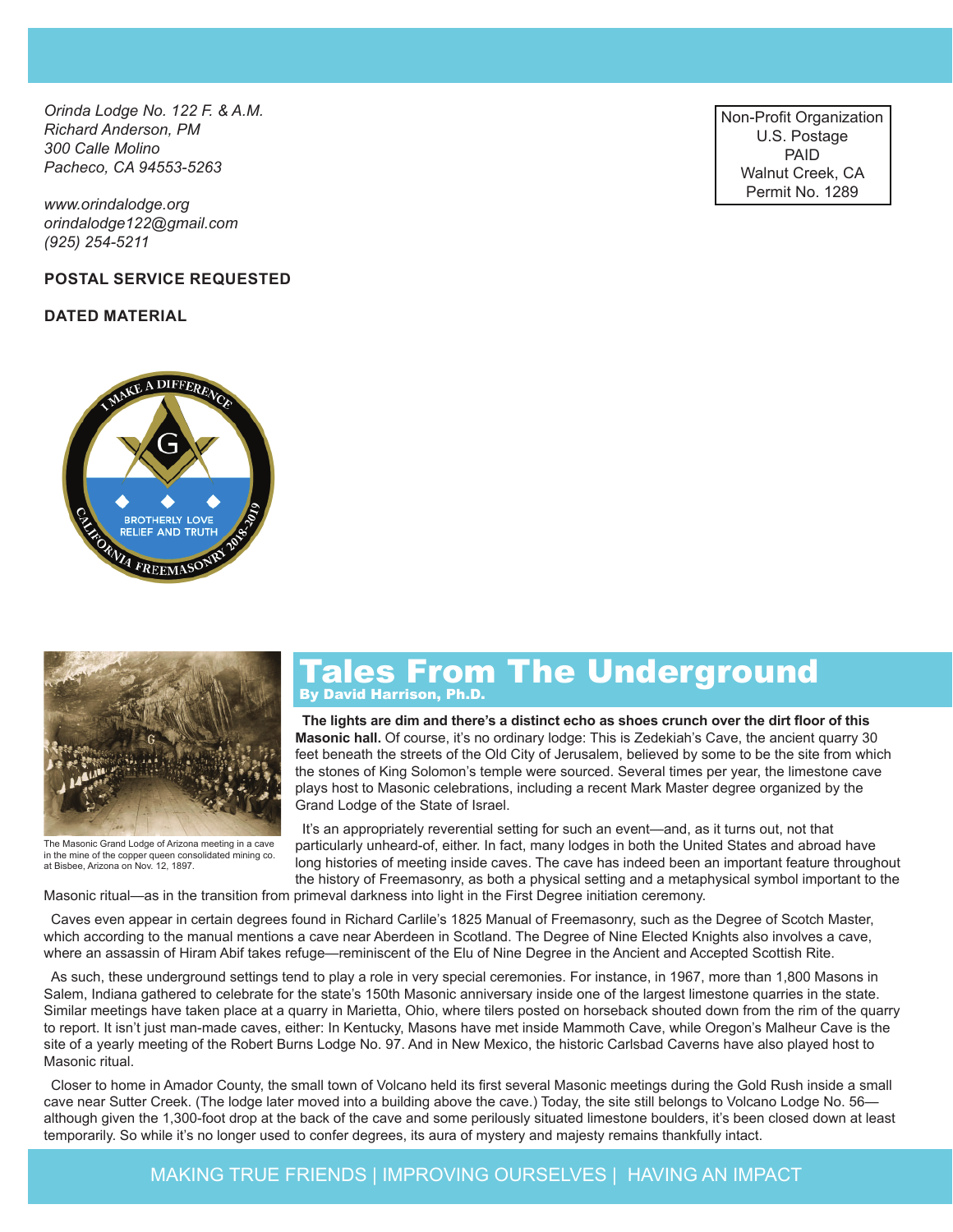*Orinda Lodge No. 122 F. & A.M.*
*Richard Anderson, PM*
*300 Calle Molino*
*Pacheco, CA 94553-5263*

*www.orindalodge.org*
*orindalodge122@gmail.com*
*(925) 254-5211*

**POSTAL SERVICE REQUESTED**

**DATED MATERIAL**

Non-Profit Organization
U.S. Postage
PAID
Walnut Creek, CA
Permit No. 1289

I MAKE A DIFFERENCE
BROTHERLY LOVE
RELIEF AND TRUTH
CALIFORNIA FREEMASONRY 2018-2019

The Masonic Grand Lodge of Arizona meeting in a cave in the mine of the copper queen consolidated mining co. at Bisbee, Arizona on Nov. 12, 1897.

# Tales From The Underground

**By David Harrison, Ph.D.**

**The lights are dim and there's a distinct echo as shoes crunch over the dirt floor of this Masonic hall.** Of course, it's no ordinary lodge: This is Zedekiah's Cave, the ancient quarry 30 feet beneath the streets of the Old City of Jerusalem, believed by some to be the site from which the stones of King Solomon's temple were sourced. Several times per year, the limestone cave plays host to Masonic celebrations, including a recent Mark Master degree organized by the Grand Lodge of the State of Israel.

It's an appropriately reverential setting for such an event—and, as it turns out, not that particularly unheard-of, either. In fact, many lodges in both the United States and abroad have long histories of meeting inside caves. The cave has indeed been an important feature throughout the history of Freemasonry, as both a physical setting and a metaphysical symbol important to the Masonic ritual—as in the transition from primeval darkness into light in the First Degree initiation ceremony.

Caves even appear in certain degrees found in Richard Carlile's 1825 Manual of Freemasonry, such as the Degree of Scotch Master, which according to the manual mentions a cave near Aberdeen in Scotland. The Degree of Nine Elected Knights also involves a cave, where an assassin of Hiram Abif takes refuge—reminiscent of the Elu of Nine Degree in the Ancient and Accepted Scottish Rite.

As such, these underground settings tend to play a role in very special ceremonies. For instance, in 1967, more than 1,800 Masons in Salem, Indiana gathered to celebrate for the state's 150th Masonic anniversary inside one of the largest limestone quarries in the state. Similar meetings have taken place at a quarry in Marietta, Ohio, where tilers posted on horseback shouted down from the rim of the quarry to report. It isn't just man-made caves, either: In Kentucky, Masons have met inside Mammoth Cave, while Oregon's Malheur Cave is the site of a yearly meeting of the Robert Burns Lodge No. 97. And in New Mexico, the historic Carlsbad Caverns have also played host to Masonic ritual.

Closer to home in Amador County, the small town of Volcano held its first several Masonic meetings during the Gold Rush inside a small cave near Sutter Creek. (The lodge later moved into a building above the cave.) Today, the site still belongs to Volcano Lodge No. 56—although given the 1,300-foot drop at the back of the cave and some perilously situated limestone boulders, it's been closed down at least temporarily. So while it's no longer used to confer degrees, its aura of mystery and majesty remains thankfully intact.

MAKING TRUE FRIENDS | IMPROVING OURSELVES | HAVING AN IMPACT